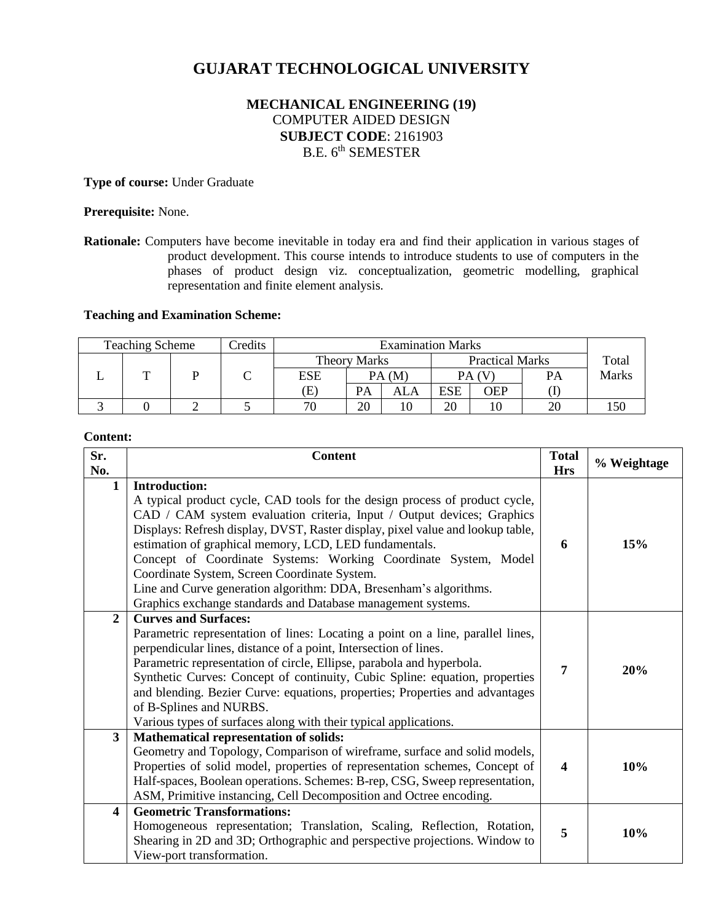# GUJARAT TECHNOLOGICAL UNIVERSITY

**MECHANICAL ENGINEERING (19)**
COMPUTER AIDED DESIGN
**SUBJECT CODE**: 2161903
B.E. 6th SEMESTER

**Type of course:** Under Graduate

**Prerequisite:** None.

**Rationale:** Computers have become inevitable in today era and find their application in various stages of product development. This course intends to introduce students to use of computers in the phases of product design viz. conceptualization, geometric modelling, graphical representation and finite element analysis.

**Teaching and Examination Scheme:**

| Teaching Scheme | | | Credits | Examination Marks | | | | | | Total Marks |
|---|---|---|---|---|---|---|---|---|---|---|
| | | | | Theory Marks | | | Practical Marks | | | |
| L | T | P | C | ESE | PA (M) | | PA (V) | | PA | |
| | | | | (E) | PA | ALA | ESE | OEP | (I) | |
| 3 | 0 | 2 | 5 | 70 | 20 | 10 | 20 | 10 | 20 | 150 |

**Content:**

| Sr. No. | Content | Total Hrs | % Weightage |
|---|---|---|---|
| 1 | **Introduction:**<br>A typical product cycle, CAD tools for the design process of product cycle, CAD / CAM system evaluation criteria, Input / Output devices; Graphics Displays: Refresh display, DVST, Raster display, pixel value and lookup table, estimation of graphical memory, LCD, LED fundamentals.<br>Concept of Coordinate Systems: Working Coordinate System, Model Coordinate System, Screen Coordinate System.<br>Line and Curve generation algorithm: DDA, Bresenham's algorithms.<br>Graphics exchange standards and Database management systems. | **6** | **15%** |
| 2 | **Curves and Surfaces:**<br>Parametric representation of lines: Locating a point on a line, parallel lines, perpendicular lines, distance of a point, Intersection of lines.<br>Parametric representation of circle, Ellipse, parabola and hyperbola.<br>Synthetic Curves: Concept of continuity, Cubic Spline: equation, properties and blending. Bezier Curve: equations, properties; Properties and advantages of B-Splines and NURBS.<br>Various types of surfaces along with their typical applications. | **7** | **20%** |
| 3 | **Mathematical representation of solids:**<br>Geometry and Topology, Comparison of wireframe, surface and solid models, Properties of solid model, properties of representation schemes, Concept of Half-spaces, Boolean operations. Schemes: B-rep, CSG, Sweep representation, ASM, Primitive instancing, Cell Decomposition and Octree encoding. | **4** | **10%** |
| 4 | **Geometric Transformations:**<br>Homogeneous representation; Translation, Scaling, Reflection, Rotation, Shearing in 2D and 3D; Orthographic and perspective projections. Window to View-port transformation. | **5** | **10%** |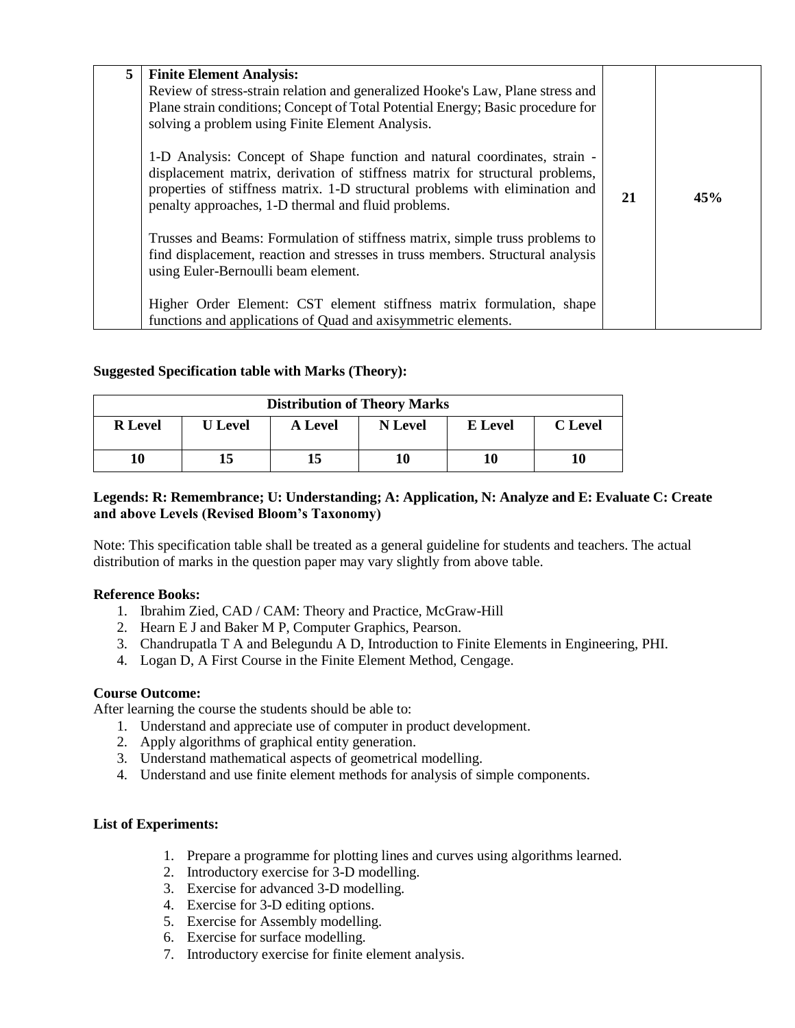| 5 | **Finite Element Analysis:**<br>Review of stress-strain relation and generalized Hooke's Law, Plane stress and Plane strain conditions; Concept of Total Potential Energy; Basic procedure for solving a problem using Finite Element Analysis.<br><br>1-D Analysis: Concept of Shape function and natural coordinates, strain - displacement matrix, derivation of stiffness matrix for structural problems, properties of stiffness matrix. 1-D structural problems with elimination and penalty approaches, 1-D thermal and fluid problems.<br><br>Trusses and Beams: Formulation of stiffness matrix, simple truss problems to find displacement, reaction and stresses in truss members. Structural analysis using Euler-Bernoulli beam element.<br><br>Higher Order Element: CST element stiffness matrix formulation, shape functions and applications of Quad and axisymmetric elements. | 21 | 45% |
|---|---|---|---|

**Suggested Specification table with Marks (Theory):**

| Distribution of Theory Marks | | | | | |
|---|---|---|---|---|---|
| **R Level** | **U Level** | **A Level** | **N Level** | **E Level** | **C Level** |
| **10** | **15** | **15** | **10** | **10** | **10** |

**Legends: R: Remembrance; U: Understanding; A: Application, N: Analyze and E: Evaluate C: Create and above Levels (Revised Bloom's Taxonomy)**

Note: This specification table shall be treated as a general guideline for students and teachers. The actual distribution of marks in the question paper may vary slightly from above table.

**Reference Books:**

1. Ibrahim Zied, CAD / CAM: Theory and Practice, McGraw-Hill
2. Hearn E J and Baker M P, Computer Graphics, Pearson.
3. Chandrupatla T A and Belegundu A D, Introduction to Finite Elements in Engineering, PHI.
4. Logan D, A First Course in the Finite Element Method, Cengage.

**Course Outcome:**

After learning the course the students should be able to:

1. Understand and appreciate use of computer in product development.
2. Apply algorithms of graphical entity generation.
3. Understand mathematical aspects of geometrical modelling.
4. Understand and use finite element methods for analysis of simple components.

**List of Experiments:**

1. Prepare a programme for plotting lines and curves using algorithms learned.
2. Introductory exercise for 3-D modelling.
3. Exercise for advanced 3-D modelling.
4. Exercise for 3-D editing options.
5. Exercise for Assembly modelling.
6. Exercise for surface modelling.
7. Introductory exercise for finite element analysis.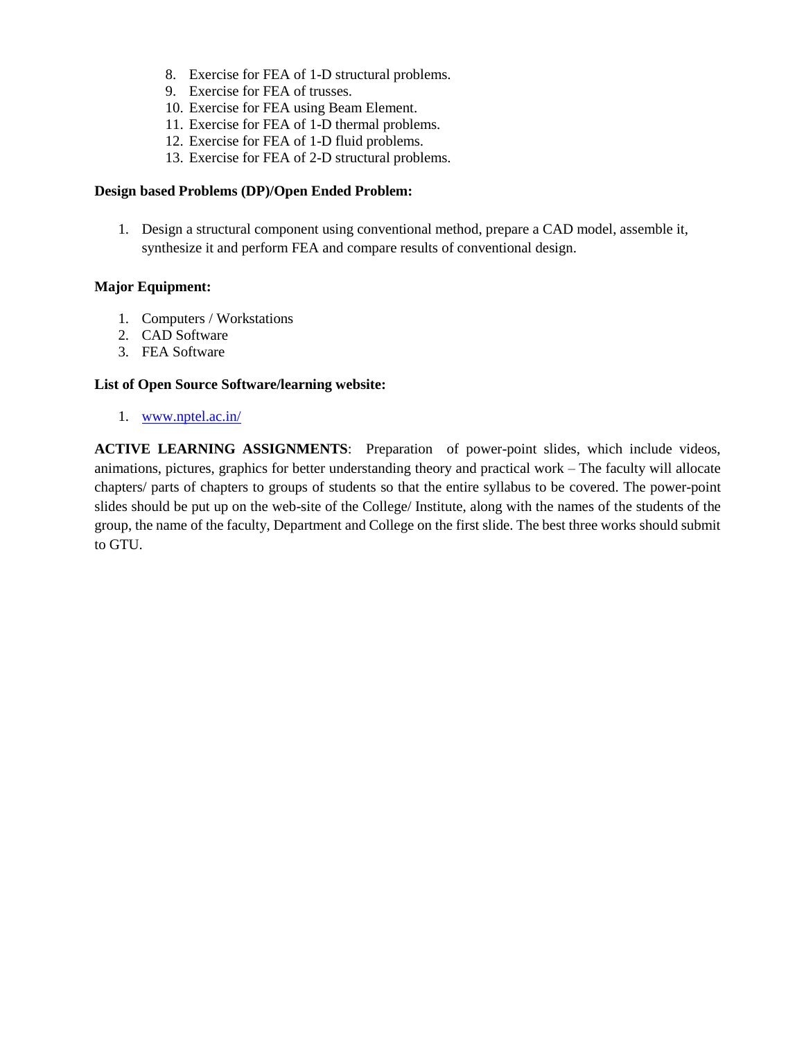8. Exercise for FEA of 1-D structural problems.
9. Exercise for FEA of trusses.
10. Exercise for FEA using Beam Element.
11. Exercise for FEA of 1-D thermal problems.
12. Exercise for FEA of 1-D fluid problems.
13. Exercise for FEA of 2-D structural problems.

**Design based Problems (DP)/Open Ended Problem:**

1. Design a structural component using conventional method, prepare a CAD model, assemble it, synthesize it and perform FEA and compare results of conventional design.

**Major Equipment:**

1. Computers / Workstations
2. CAD Software
3. FEA Software

**List of Open Source Software/learning website:**

1. [www.nptel.ac.in/](www.nptel.ac.in/)

**ACTIVE LEARNING ASSIGNMENTS**: Preparation of power-point slides, which include videos, animations, pictures, graphics for better understanding theory and practical work – The faculty will allocate chapters/ parts of chapters to groups of students so that the entire syllabus to be covered. The power-point slides should be put up on the web-site of the College/ Institute, along with the names of the students of the group, the name of the faculty, Department and College on the first slide. The best three works should submit to GTU.